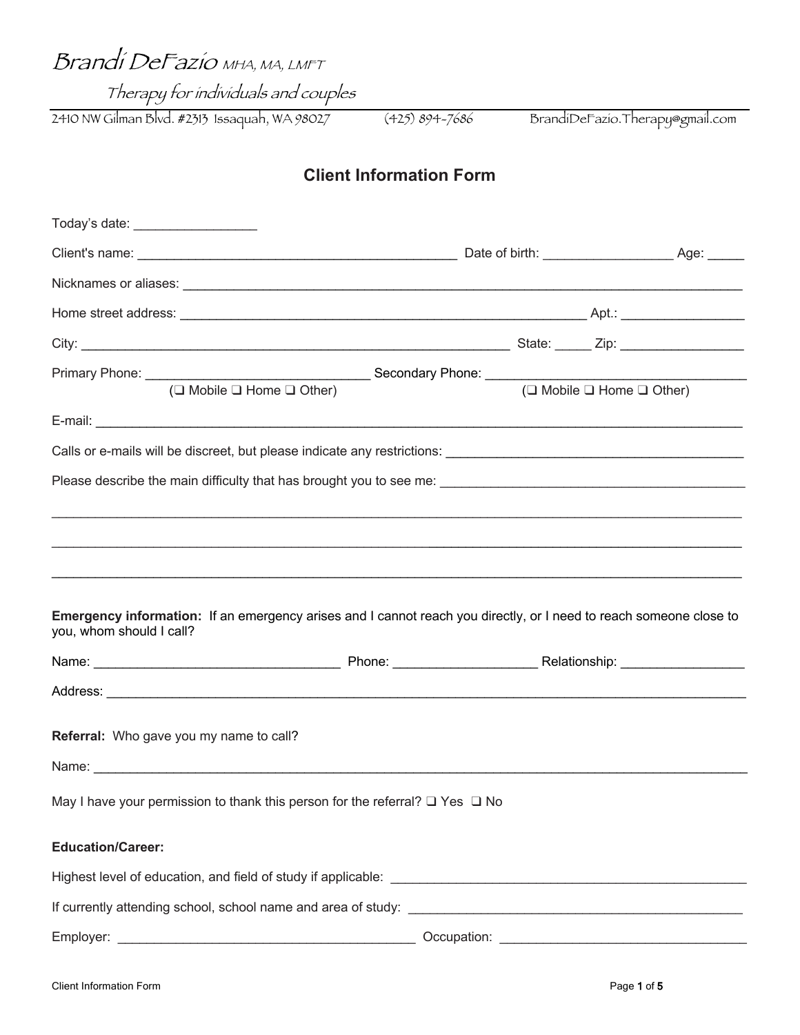Brandi DeFazio MHA, MA, LMFT

Therapy for individuals and couples

2410 NW Gilman Blvd. #2313 Issaquah, WA 98027 (425) 894-7686 BrandiDeFazio.Therapy@gmail.com

## Client Information Form

Today's date: _________________

Client's name: ____________________________________________ Date of birth: _________________ Age: _____

Nicknames or aliases: _______________________________________________________________________________

Home street address: _______________________________________________________ Apt.: ________________

City: ___________________________________________________________ State: _____ Zip: ________________

Primary Phone: ______________________________ Secondary Phone: ____________________________________
(❑ Mobile ❑ Home ❑ Other) (❑ Mobile ❑ Home ❑ Other)

E-mail: ___________________________________________________________________________________________

Calls or e-mails will be discreet, but please indicate any restrictions: ________________________________________

Please describe the main difficulty that has brought you to see me: _________________________________________

__________________________________________________________________________________________________

__________________________________________________________________________________________________

__________________________________________________________________________________________________

**Emergency information:** If an emergency arises and I cannot reach you directly, or I need to reach someone close to you, whom should I call?

Name: _________________________________ Phone: ___________________ Relationship: ________________

Address: __________________________________________________________________________________________

**Referral:** Who gave you my name to call?

Name: ____________________________________________________________________________________________

May I have your permission to thank this person for the referral? ❑ Yes ❑ No

**Education/Career:**

Highest level of education, and field of study if applicable: _________________________________________________

If currently attending school, school name and area of study: _______________________________________________

Employer: ________________________________________ Occupation: _________________________________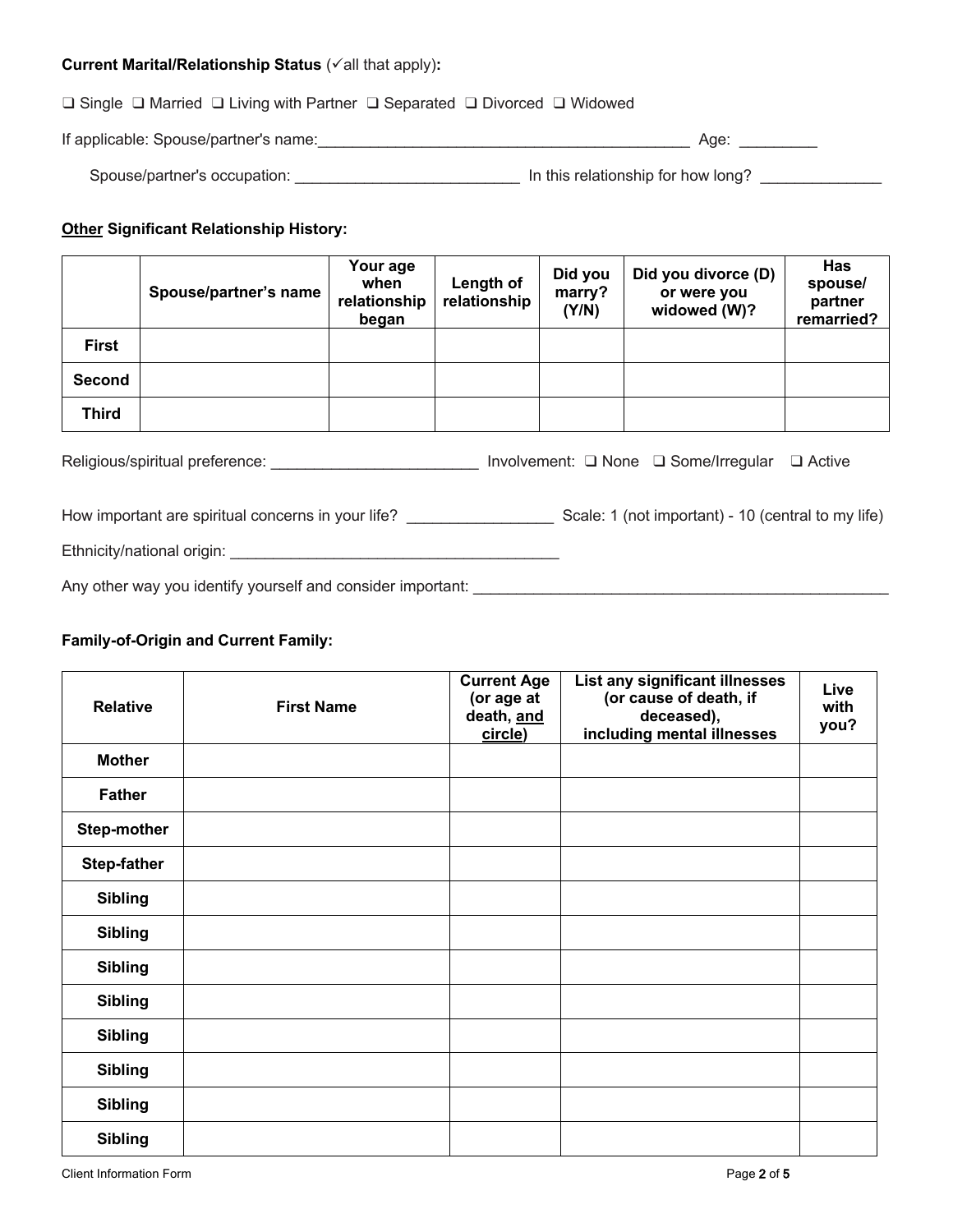**Current Marital/Relationship Status** (✓all that apply)**:**

❑ Single ❑ Married ❑ Living with Partner ❑ Separated ❑ Divorced ❑ Widowed

If applicable: Spouse/partner's name:___________________________________________ Age: _________

Spouse/partner's occupation: __________________________ In this relationship for how long? ______________

**<u>Other</u> Significant Relationship History:**

| | Spouse/partner's name | Your age when relationship began | Length of relationship | Did you marry? (Y/N) | Did you divorce (D) or were you widowed (W)? | Has spouse/ partner remarried? |
|---|---|---|---|---|---|---|
| **First** | | | | | | |
| **Second** | | | | | | |
| **Third** | | | | | | |

Religious/spiritual preference: ________________________ Involvement: ❑ None ❑ Some/Irregular ❑ Active

How important are spiritual concerns in your life? ________________ Scale: 1 (not important) - 10 (central to my life)

Ethnicity/national origin: _______________________________________

Any other way you identify yourself and consider important: __________________________________________________

**Family-of-Origin and Current Family:**

| Relative | First Name | Current Age (or age at death, <u>and circle</u>) | List any significant illnesses (or cause of death, if deceased), including mental illnesses | Live with you? |
|---|---|---|---|---|
| **Mother** | | | | |
| **Father** | | | | |
| **Step-mother** | | | | |
| **Step-father** | | | | |
| **Sibling** | | | | |
| **Sibling** | | | | |
| **Sibling** | | | | |
| **Sibling** | | | | |
| **Sibling** | | | | |
| **Sibling** | | | | |
| **Sibling** | | | | |
| **Sibling** | | | | |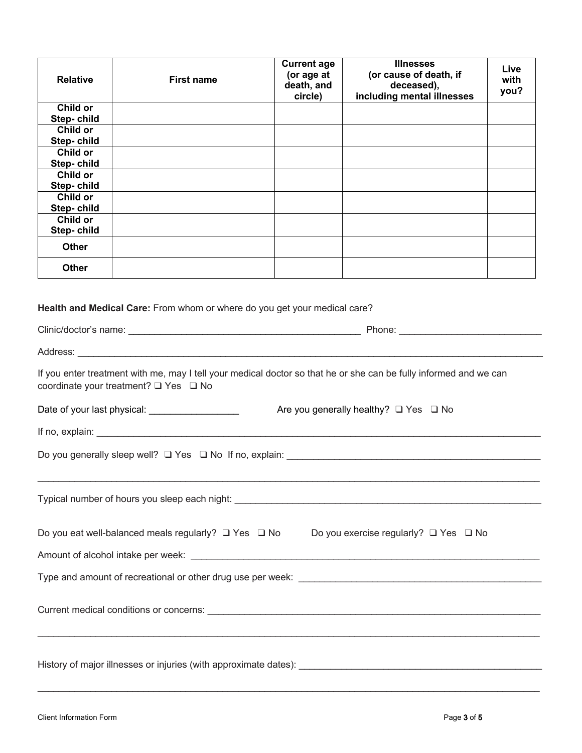| Relative | First name | Current age (or age at death, and circle) | Illnesses (or cause of death, if deceased), including mental illnesses | Live with you? |
|---|---|---|---|---|
| Child or Step- child | | | | |
| Child or Step- child | | | | |
| Child or Step- child | | | | |
| Child or Step- child | | | | |
| Child or Step- child | | | | |
| Child or Step- child | | | | |
| Other | | | | |
| Other | | | | |

**Health and Medical Care:** From whom or where do you get your medical care?

Clinic/doctor's name: ____________________________________________ Phone: __________________________

Address: ______________________________________________________________________________________

If you enter treatment with me, may I tell your medical doctor so that he or she can be fully informed and we can coordinate your treatment? ❑ Yes ❑ No

Date of your last physical: _________________ Are you generally healthy? ❑ Yes ❑ No

If no, explain: _________________________________________________________________________________

Do you generally sleep well? ❑ Yes ❑ No If no, explain: _________________________________________________

_______________________________________________________________________________________________

Typical number of hours you sleep each night: ___________________________________________________________

Do you eat well-balanced meals regularly? ❑ Yes ❑ No Do you exercise regularly? ❑ Yes ❑ No

Amount of alcohol intake per week: ___________________________________________________________________

Type and amount of recreational or other drug use per week: _______________________________________________

Current medical conditions or concerns: ________________________________________________________________

_______________________________________________________________________________________________

History of major illnesses or injuries (with approximate dates): ______________________________________________

_______________________________________________________________________________________________

Client Information Form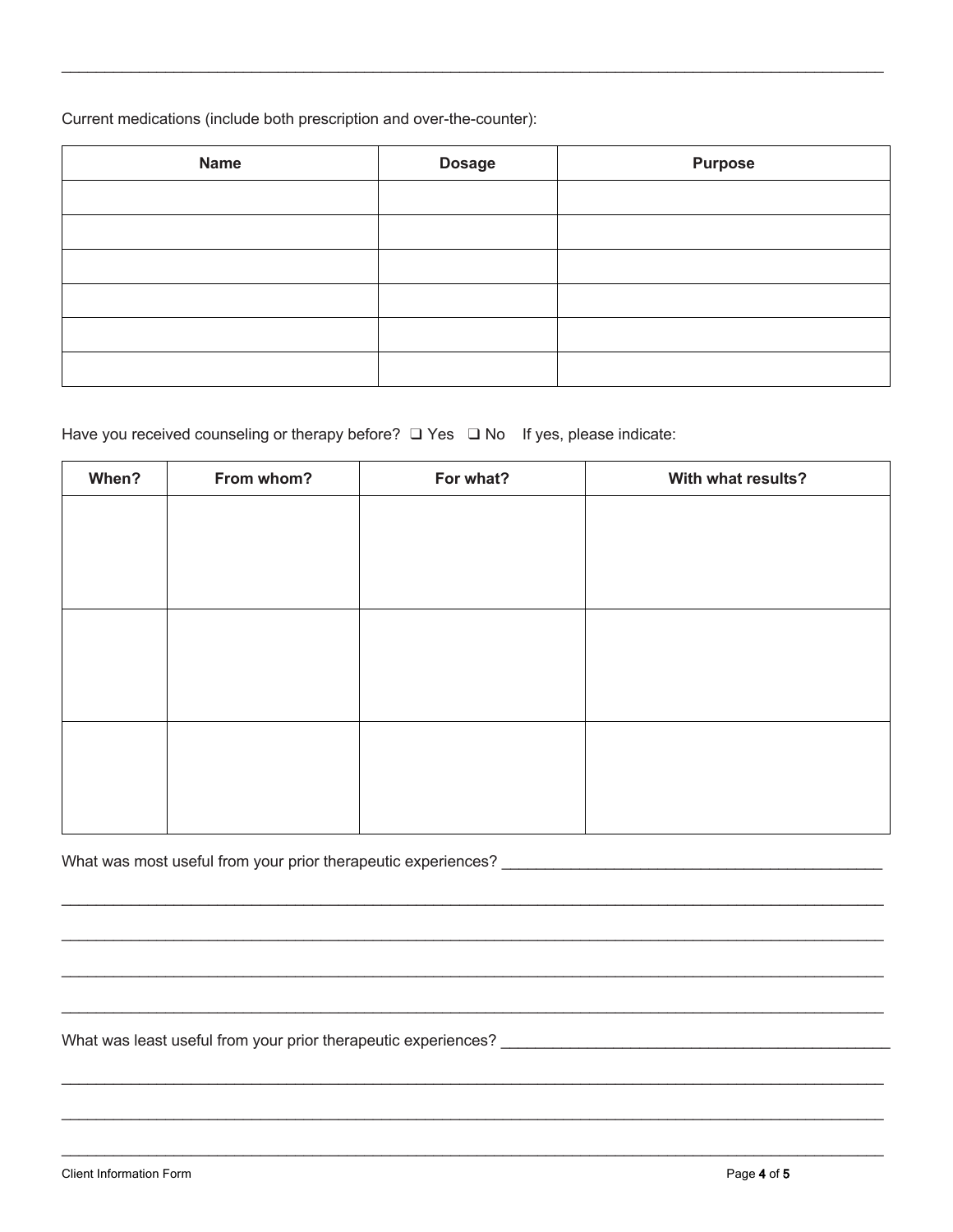\_\_\_\_\_\_\_\_\_\_\_\_\_\_\_\_\_\_\_\_\_\_\_\_\_\_\_\_\_\_\_\_\_\_\_\_\_\_\_\_\_\_\_\_\_\_\_\_\_\_\_\_\_\_\_\_\_\_\_\_\_\_\_\_\_\_\_\_\_\_\_\_\_\_\_\_\_\_\_\_\_\_

Current medications (include both prescription and over-the-counter):

| Name | Dosage | Purpose |
| --- | --- | --- |
| | | |
| | | |
| | | |
| | | |
| | | |
| | | |

Have you received counseling or therapy before? ❑ Yes ❑ No If yes, please indicate:

| When? | From whom? | For what? | With what results? |
| --- | --- | --- | --- |
| | | | |
| | | | |
| | | | |

What was most useful from your prior therapeutic experiences? \_\_\_\_\_\_\_\_\_\_\_\_\_\_\_\_\_\_\_\_\_\_\_\_\_\_\_\_\_\_\_\_\_\_\_\_\_\_\_\_\_\_\_\_

\_\_\_\_\_\_\_\_\_\_\_\_\_\_\_\_\_\_\_\_\_\_\_\_\_\_\_\_\_\_\_\_\_\_\_\_\_\_\_\_\_\_\_\_\_\_\_\_\_\_\_\_\_\_\_\_\_\_\_\_\_\_\_\_\_\_\_\_\_\_\_\_\_\_\_\_\_\_\_\_\_\_

\_\_\_\_\_\_\_\_\_\_\_\_\_\_\_\_\_\_\_\_\_\_\_\_\_\_\_\_\_\_\_\_\_\_\_\_\_\_\_\_\_\_\_\_\_\_\_\_\_\_\_\_\_\_\_\_\_\_\_\_\_\_\_\_\_\_\_\_\_\_\_\_\_\_\_\_\_\_\_\_\_\_

\_\_\_\_\_\_\_\_\_\_\_\_\_\_\_\_\_\_\_\_\_\_\_\_\_\_\_\_\_\_\_\_\_\_\_\_\_\_\_\_\_\_\_\_\_\_\_\_\_\_\_\_\_\_\_\_\_\_\_\_\_\_\_\_\_\_\_\_\_\_\_\_\_\_\_\_\_\_\_\_\_\_

\_\_\_\_\_\_\_\_\_\_\_\_\_\_\_\_\_\_\_\_\_\_\_\_\_\_\_\_\_\_\_\_\_\_\_\_\_\_\_\_\_\_\_\_\_\_\_\_\_\_\_\_\_\_\_\_\_\_\_\_\_\_\_\_\_\_\_\_\_\_\_\_\_\_\_\_\_\_\_\_\_\_

What was least useful from your prior therapeutic experiences? \_\_\_\_\_\_\_\_\_\_\_\_\_\_\_\_\_\_\_\_\_\_\_\_\_\_\_\_\_\_\_\_\_\_\_\_\_\_\_\_\_\_\_\_\_

\_\_\_\_\_\_\_\_\_\_\_\_\_\_\_\_\_\_\_\_\_\_\_\_\_\_\_\_\_\_\_\_\_\_\_\_\_\_\_\_\_\_\_\_\_\_\_\_\_\_\_\_\_\_\_\_\_\_\_\_\_\_\_\_\_\_\_\_\_\_\_\_\_\_\_\_\_\_\_\_\_\_

\_\_\_\_\_\_\_\_\_\_\_\_\_\_\_\_\_\_\_\_\_\_\_\_\_\_\_\_\_\_\_\_\_\_\_\_\_\_\_\_\_\_\_\_\_\_\_\_\_\_\_\_\_\_\_\_\_\_\_\_\_\_\_\_\_\_\_\_\_\_\_\_\_\_\_\_\_\_\_\_\_\_

\_\_\_\_\_\_\_\_\_\_\_\_\_\_\_\_\_\_\_\_\_\_\_\_\_\_\_\_\_\_\_\_\_\_\_\_\_\_\_\_\_\_\_\_\_\_\_\_\_\_\_\_\_\_\_\_\_\_\_\_\_\_\_\_\_\_\_\_\_\_\_\_\_\_\_\_\_\_\_\_\_\_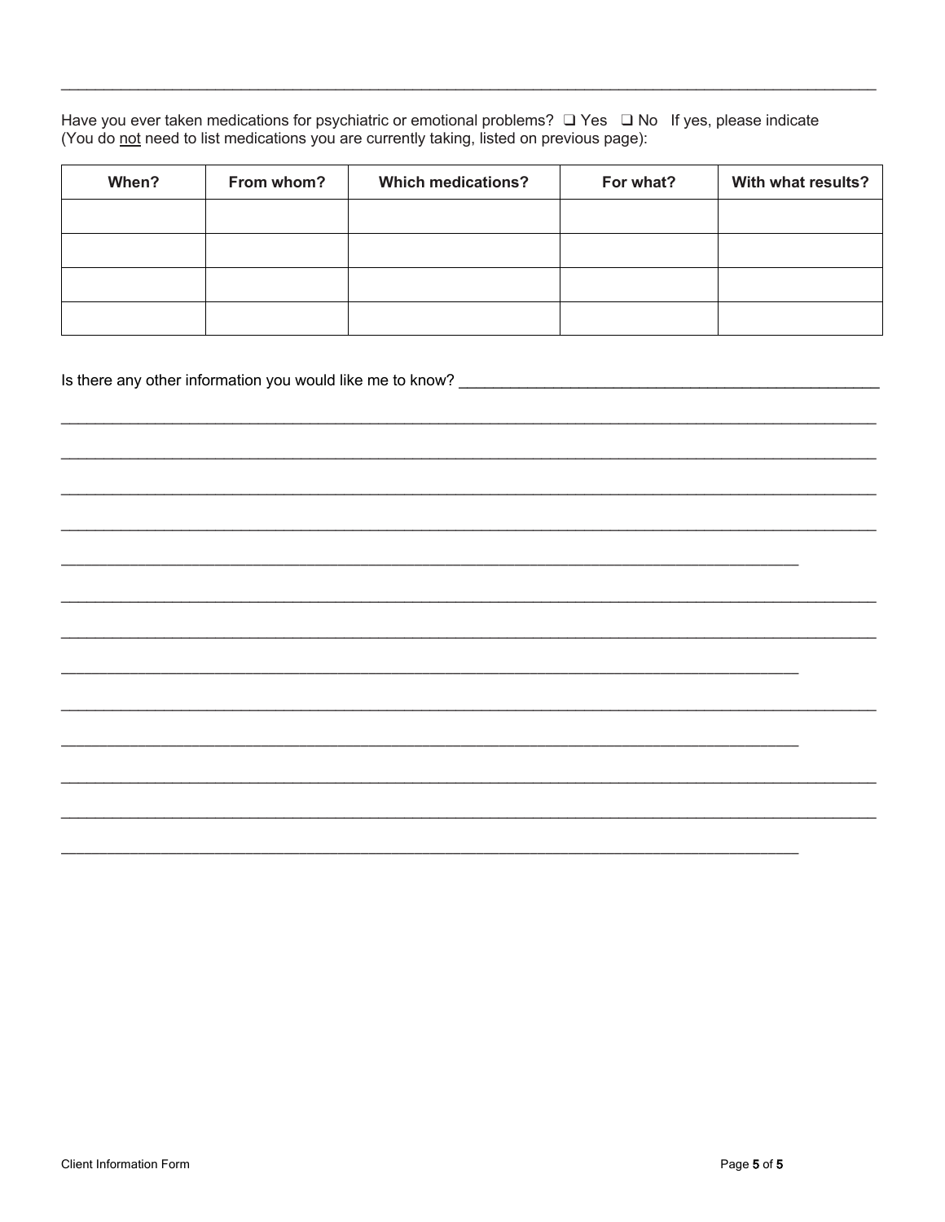Have you ever taken medications for psychiatric or emotional problems? ❑ Yes ❑ No If yes, please indicate (You do not need to list medications you are currently taking, listed on previous page):

| When? | From whom? | Which medications? | For what? | With what results? |
|---|---|---|---|---|
| | | | | |
| | | | | |
| | | | | |
| | | | | |

Is there any other information you would like me to know? ___________________________________________